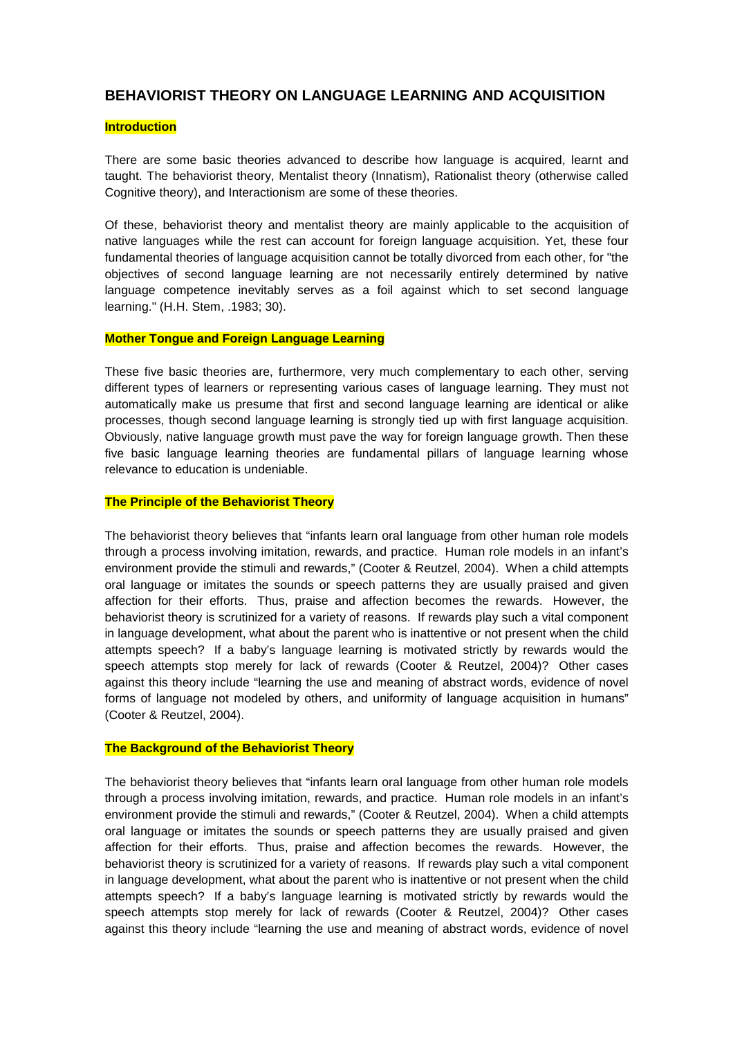# BEHAVIORIST THEORY ON LANGUAGE LEARNING AND ACQUISITION

## Introduction

There are some basic theories advanced to describe how language is acquired, learnt and taught. The behaviorist theory, Mentalist theory (Innatism), Rationalist theory (otherwise called Cognitive theory), and Interactionism are some of these theories.

Of these, behaviorist theory and mentalist theory are mainly applicable to the acquisition of native languages while the rest can account for foreign language acquisition. Yet, these four fundamental theories of language acquisition cannot be totally divorced from each other, for "the objectives of second language learning are not necessarily entirely determined by native language competence inevitably serves as a foil against which to set second language learning." (H.H. Stem, .1983; 30).

## Mother Tongue and Foreign Language Learning

These five basic theories are, furthermore, very much complementary to each other, serving different types of learners or representing various cases of language learning. They must not automatically make us presume that first and second language learning are identical or alike processes, though second language learning is strongly tied up with first language acquisition. Obviously, native language growth must pave the way for foreign language growth. Then these five basic language learning theories are fundamental pillars of language learning whose relevance to education is undeniable.

## The Principle of the Behaviorist Theory

The behaviorist theory believes that "infants learn oral language from other human role models through a process involving imitation, rewards, and practice. Human role models in an infant's environment provide the stimuli and rewards," (Cooter & Reutzel, 2004). When a child attempts oral language or imitates the sounds or speech patterns they are usually praised and given affection for their efforts. Thus, praise and affection becomes the rewards. However, the behaviorist theory is scrutinized for a variety of reasons. If rewards play such a vital component in language development, what about the parent who is inattentive or not present when the child attempts speech? If a baby's language learning is motivated strictly by rewards would the speech attempts stop merely for lack of rewards (Cooter & Reutzel, 2004)? Other cases against this theory include "learning the use and meaning of abstract words, evidence of novel forms of language not modeled by others, and uniformity of language acquisition in humans" (Cooter & Reutzel, 2004).

## The Background of the Behaviorist Theory

The behaviorist theory believes that "infants learn oral language from other human role models through a process involving imitation, rewards, and practice. Human role models in an infant's environment provide the stimuli and rewards," (Cooter & Reutzel, 2004). When a child attempts oral language or imitates the sounds or speech patterns they are usually praised and given affection for their efforts. Thus, praise and affection becomes the rewards. However, the behaviorist theory is scrutinized for a variety of reasons. If rewards play such a vital component in language development, what about the parent who is inattentive or not present when the child attempts speech? If a baby's language learning is motivated strictly by rewards would the speech attempts stop merely for lack of rewards (Cooter & Reutzel, 2004)? Other cases against this theory include "learning the use and meaning of abstract words, evidence of novel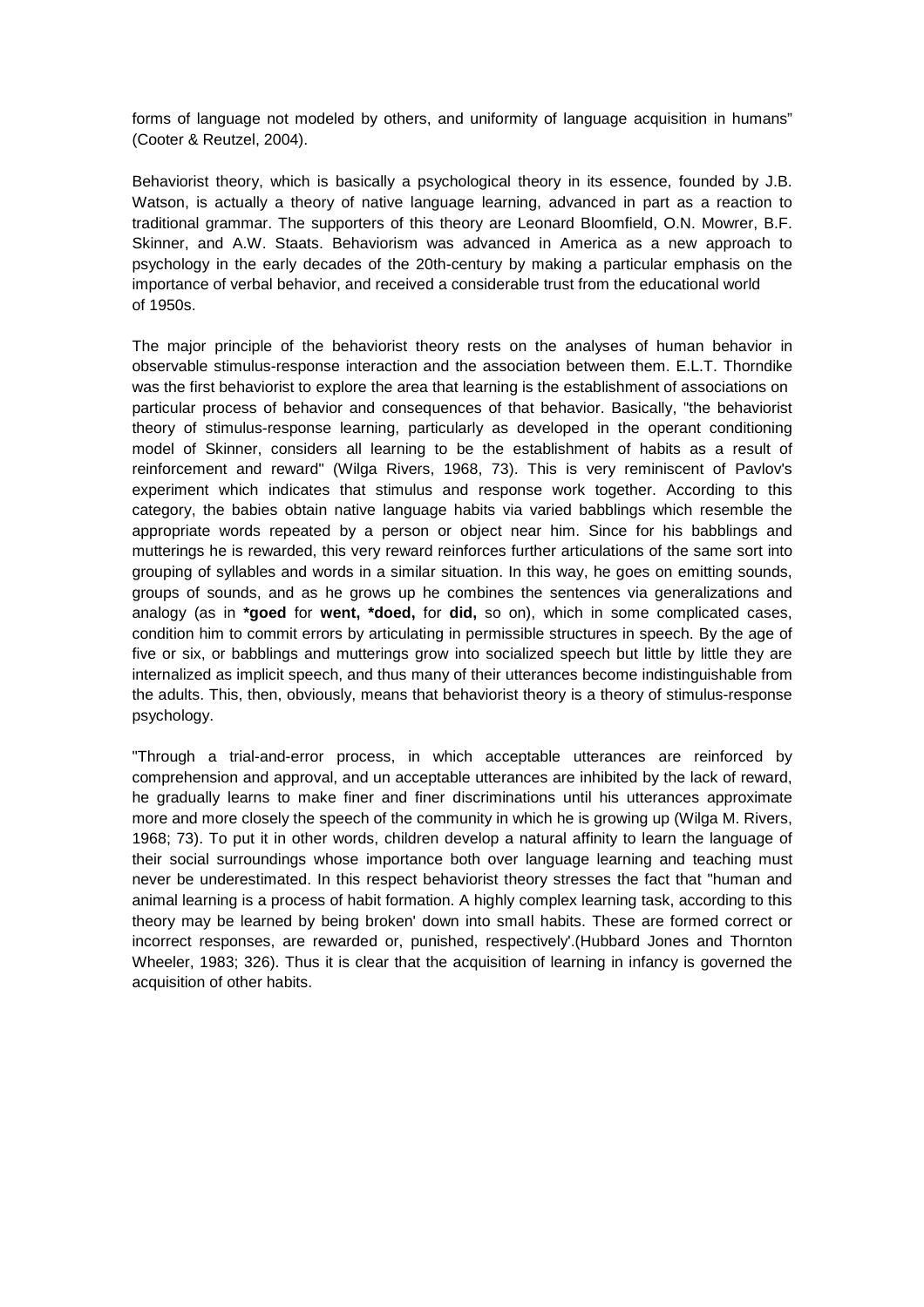forms of language not modeled by others, and uniformity of language acquisition in humans" (Cooter & Reutzel, 2004).

Behaviorist theory, which is basically a psychological theory in its essence, founded by J.B. Watson, is actually a theory of native language learning, advanced in part as a reaction to traditional grammar. The supporters of this theory are Leonard Bloomfield, O.N. Mowrer, B.F. Skinner, and A.W. Staats. Behaviorism was advanced in America as a new approach to psychology in the early decades of the 20th-century by making a particular emphasis on the importance of verbal behavior, and received a considerable trust from the educational world of 1950s.

The major principle of the behaviorist theory rests on the analyses of human behavior in observable stimulus-response interaction and the association between them. E.L.T. Thorndike was the first behaviorist to explore the area that learning is the establishment of associations on particular process of behavior and consequences of that behavior. Basically, "the behaviorist theory of stimulus-response learning, particularly as developed in the operant conditioning model of Skinner, considers all learning to be the establishment of habits as a result of reinforcement and reward" (Wilga Rivers, 1968, 73). This is very reminiscent of Pavlov's experiment which indicates that stimulus and response work together. According to this category, the babies obtain native language habits via varied babblings which resemble the appropriate words repeated by a person or object near him. Since for his babblings and mutterings he is rewarded, this very reward reinforces further articulations of the same sort into grouping of syllables and words in a similar situation. In this way, he goes on emitting sounds, groups of sounds, and as he grows up he combines the sentences via generalizations and analogy (as in **\*goed** for **went, \*doed,** for **did,** so on), which in some complicated cases, condition him to commit errors by articulating in permissible structures in speech. By the age of five or six, or babblings and mutterings grow into socialized speech but little by little they are internalized as implicit speech, and thus many of their utterances become indistinguishable from the adults. This, then, obviously, means that behaviorist theory is a theory of stimulus-response psychology.

"Through a trial-and-error process, in which acceptable utterances are reinforced by comprehension and approval, and un acceptable utterances are inhibited by the lack of reward, he gradually learns to make finer and finer discriminations until his utterances approximate more and more closely the speech of the community in which he is growing up (Wilga M. Rivers, 1968; 73). To put it in other words, children develop a natural affinity to learn the language of their social surroundings whose importance both over language learning and teaching must never be underestimated. In this respect behaviorist theory stresses the fact that "human and animal learning is a process of habit formation. A highly complex learning task, according to this theory may be learned by being broken' down into small habits. These are formed correct or incorrect responses, are rewarded or, punished, respectively'.(Hubbard Jones and Thornton Wheeler, 1983; 326). Thus it is clear that the acquisition of learning in infancy is governed the acquisition of other habits.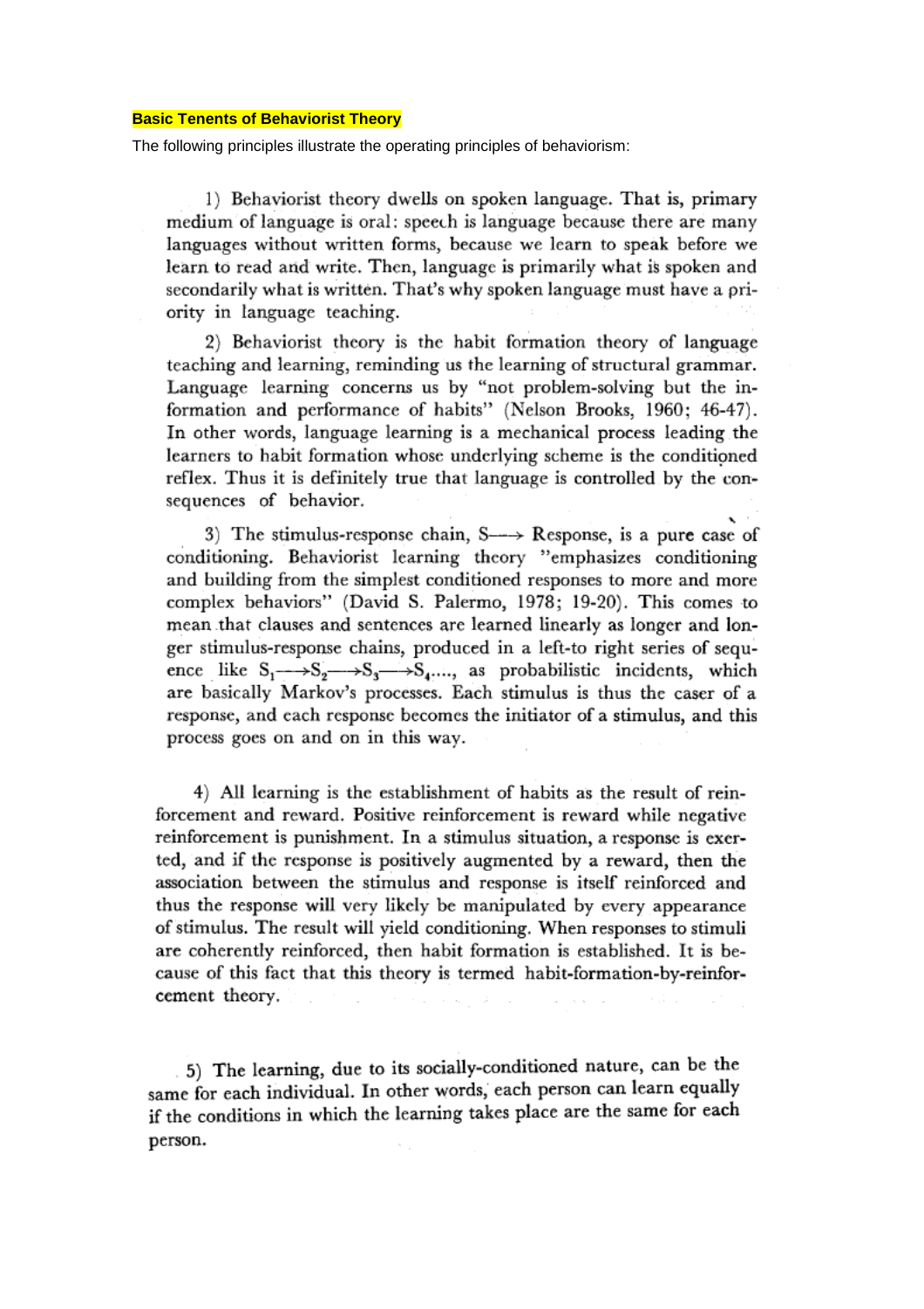**Basic Tenents of Behaviorist Theory**

The following principles illustrate the operating principles of behaviorism:

1) Behaviorist theory dwells on spoken language. That is, primary medium of language is oral: speech is language because there are many languages without written forms, because we learn to speak before we learn to read and write. Then, language is primarily what is spoken and secondarily what is written. That's why spoken language must have a priority in language teaching.

2) Behaviorist theory is the habit formation theory of language teaching and learning, reminding us the learning of structural grammar. Language learning concerns us by "not problem-solving but the information and performance of habits" (Nelson Brooks, 1960; 46-47). In other words, language learning is a mechanical process leading the learners to habit formation whose underlying scheme is the conditioned reflex. Thus it is definitely true that language is controlled by the consequences of behavior.

3) The stimulus-response chain, S—→ Response, is a pure case of conditioning. Behaviorist learning theory "emphasizes conditioning and building from the simplest conditioned responses to more and more complex behaviors" (David S. Palermo, 1978; 19-20). This comes to mean that clauses and sentences are learned linearly as longer and longer stimulus-response chains, produced in a left-to right series of sequence like $S_1 \longrightarrow S_2 \longrightarrow S_3 \longrightarrow S_4 \ldots$, as probabilistic incidents, which are basically Markov's processes. Each stimulus is thus the caser of a response, and each response becomes the initiator of a stimulus, and this process goes on and on in this way.

4) All learning is the establishment of habits as the result of reinforcement and reward. Positive reinforcement is reward while negative reinforcement is punishment. In a stimulus situation, a response is exerted, and if the response is positively augmented by a reward, then the association between the stimulus and response is itself reinforced and thus the response will very likely be manipulated by every appearance of stimulus. The result will yield conditioning. When responses to stimuli are coherently reinforced, then habit formation is established. It is because of this fact that this theory is termed habit-formation-by-reinforcement theory.

5) The learning, due to its socially-conditioned nature, can be the same for each individual. In other words, each person can learn equally if the conditions in which the learning takes place are the same for each person.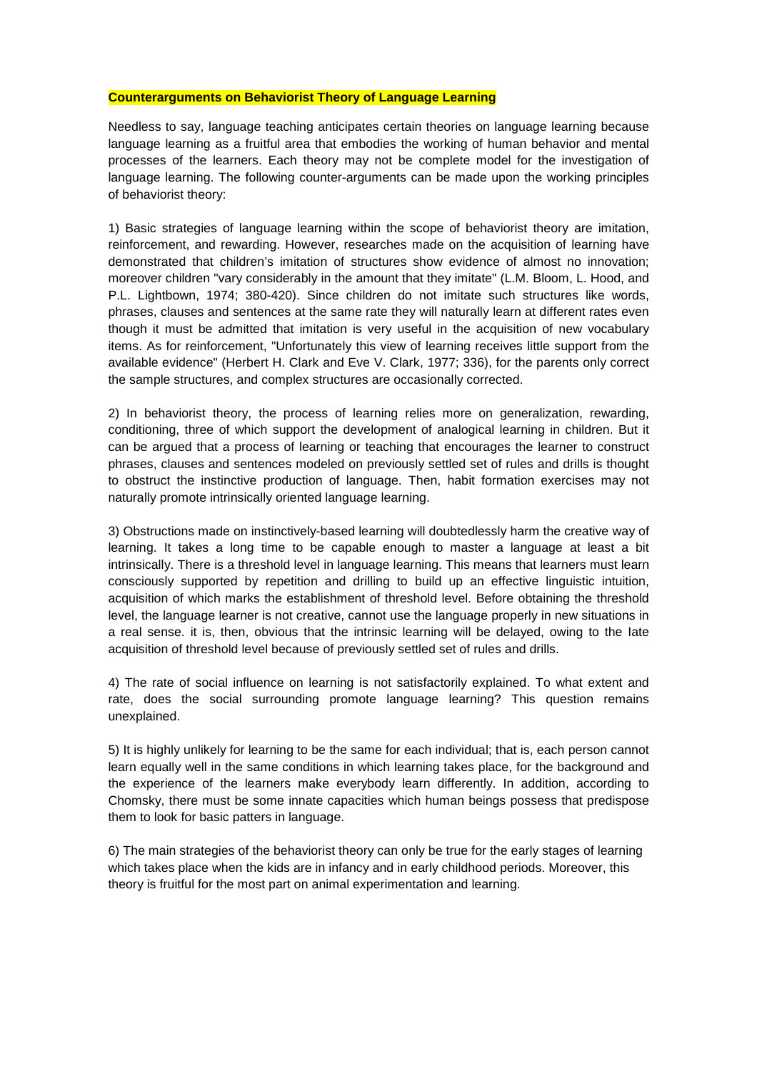**Counterarguments on Behaviorist Theory of Language Learning**

Needless to say, language teaching anticipates certain theories on language learning because language learning as a fruitful area that embodies the working of human behavior and mental processes of the learners. Each theory may not be complete model for the investigation of language learning. The following counter-arguments can be made upon the working principles of behaviorist theory:

1) Basic strategies of language learning within the scope of behaviorist theory are imitation, reinforcement, and rewarding. However, researches made on the acquisition of learning have demonstrated that children's imitation of structures show evidence of almost no innovation; moreover children "vary considerably in the amount that they imitate" (L.M. Bloom, L. Hood, and P.L. Lightbown, 1974; 380-420). Since children do not imitate such structures like words, phrases, clauses and sentences at the same rate they will naturally learn at different rates even though it must be admitted that imitation is very useful in the acquisition of new vocabulary items. As for reinforcement, "Unfortunately this view of learning receives little support from the available evidence" (Herbert H. Clark and Eve V. Clark, 1977; 336), for the parents only correct the sample structures, and complex structures are occasionally corrected.

2) In behaviorist theory, the process of learning relies more on generalization, rewarding, conditioning, three of which support the development of analogical learning in children. But it can be argued that a process of learning or teaching that encourages the learner to construct phrases, clauses and sentences modeled on previously settled set of rules and drills is thought to obstruct the instinctive production of language. Then, habit formation exercises may not naturally promote intrinsically oriented language learning.

3) Obstructions made on instinctively-based learning will doubtedlessly harm the creative way of learning. It takes a long time to be capable enough to master a language at least a bit intrinsically. There is a threshold level in language learning. This means that learners must learn consciously supported by repetition and drilling to build up an effective linguistic intuition, acquisition of which marks the establishment of threshold level. Before obtaining the threshold level, the language learner is not creative, cannot use the language properly in new situations in a real sense. it is, then, obvious that the intrinsic learning will be delayed, owing to the late acquisition of threshold level because of previously settled set of rules and drills.

4) The rate of social influence on learning is not satisfactorily explained. To what extent and rate, does the social surrounding promote language learning? This question remains unexplained.

5) It is highly unlikely for learning to be the same for each individual; that is, each person cannot learn equally well in the same conditions in which learning takes place, for the background and the experience of the learners make everybody learn differently. In addition, according to Chomsky, there must be some innate capacities which human beings possess that predispose them to look for basic patters in language.

6) The main strategies of the behaviorist theory can only be true for the early stages of learning which takes place when the kids are in infancy and in early childhood periods. Moreover, this theory is fruitful for the most part on animal experimentation and learning.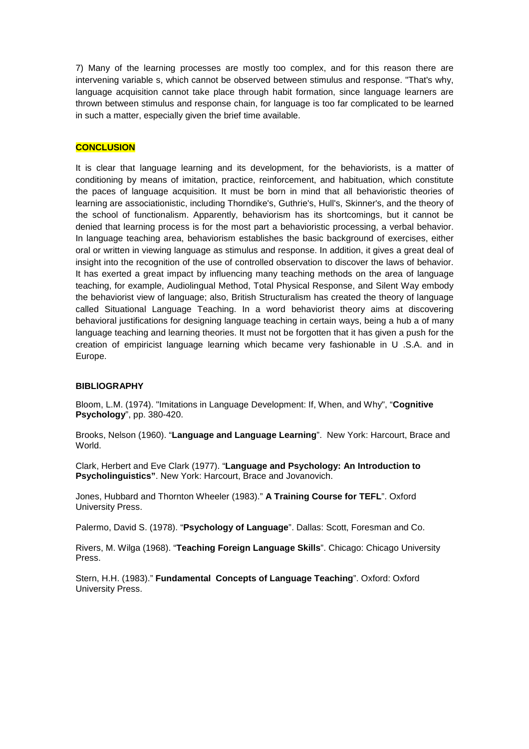7) Many of the learning processes are mostly too complex, and for this reason there are intervening variable s, which cannot be observed between stimulus and response. "That's why, language acquisition cannot take place through habit formation, since language learners are thrown between stimulus and response chain, for language is too far complicated to be learned in such a matter, especially given the brief time available.

## CONCLUSION

It is clear that language learning and its development, for the behaviorists, is a matter of conditioning by means of imitation, practice, reinforcement, and habituation, which constitute the paces of language acquisition. It must be born in mind that all behavioristic theories of learning are associationistic, including Thorndike's, Guthrie's, Hull's, Skinner's, and the theory of the school of functionalism. Apparently, behaviorism has its shortcomings, but it cannot be denied that learning process is for the most part a behavioristic processing, a verbal behavior. In language teaching area, behaviorism establishes the basic background of exercises, either oral or written in viewing language as stimulus and response. In addition, it gives a great deal of insight into the recognition of the use of controlled observation to discover the laws of behavior. It has exerted a great impact by influencing many teaching methods on the area of language teaching, for example, Audiolingual Method, Total Physical Response, and Silent Way embody the behaviorist view of language; also, British Structuralism has created the theory of language called Situational Language Teaching. In a word behaviorist theory aims at discovering behavioral justifications for designing language teaching in certain ways, being a hub a of many language teaching and learning theories. It must not be forgotten that it has given a push for the creation of empiricist language learning which became very fashionable in U .S.A. and in Europe.

## BIBLIOGRAPHY

Bloom, L.M. (1974). "Imitations in Language Development: If, When, and Why", "**Cognitive Psychology**", pp. 380-420.

Brooks, Nelson (1960). "**Language and Language Learning**". New York: Harcourt, Brace and World.

Clark, Herbert and Eve Clark (1977). "**Language and Psychology: An Introduction to Psycholinguistics"**. New York: Harcourt, Brace and Jovanovich.

Jones, Hubbard and Thornton Wheeler (1983)." **A Training Course for TEFL**". Oxford University Press.

Palermo, David S. (1978). "**Psychology of Language**". Dallas: Scott, Foresman and Co.

Rivers, M. Wilga (1968). "**Teaching Foreign Language Skills**". Chicago: Chicago University Press.

Stern, H.H. (1983)." **Fundamental Concepts of Language Teaching**". Oxford: Oxford University Press.